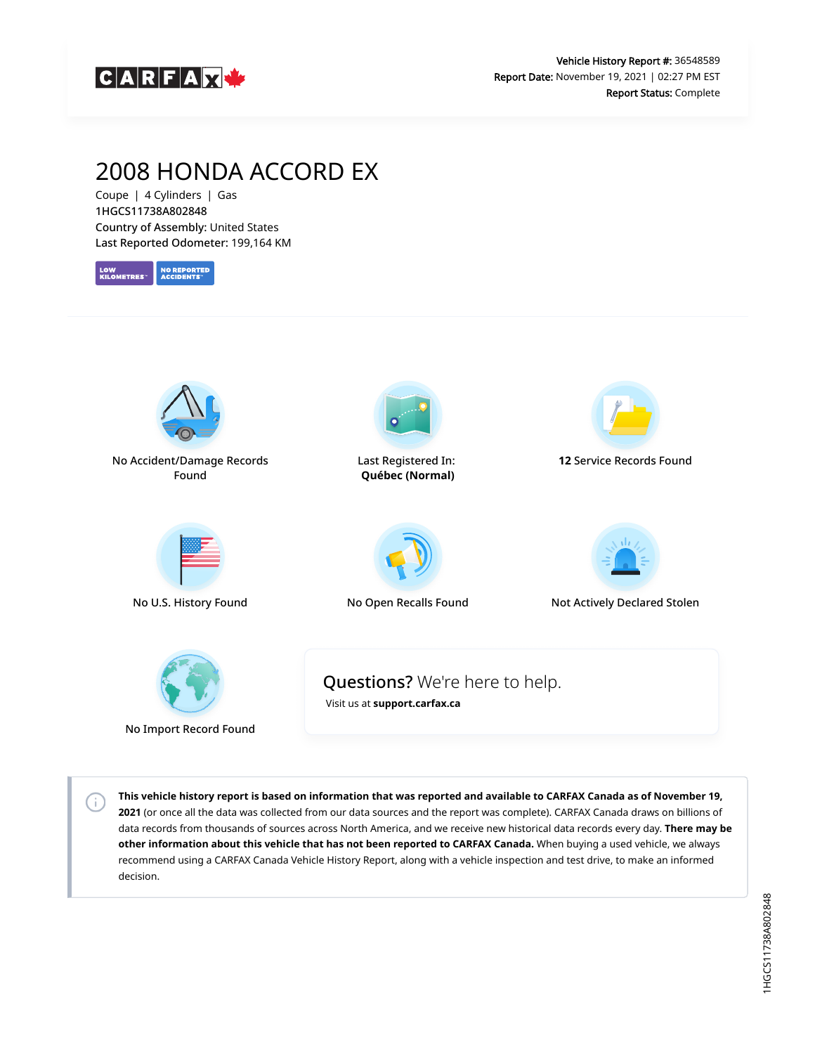**CARFAX**

**Vehicle History Report #:** 36548589
**Report Date:** November 19, 2021 | 02:27 PM EST
**Report Status:** Complete

# 2008 HONDA ACCORD EX

Coupe | 4 Cylinders | Gas
1HGCS11738A802848
**Country of Assembly:** United States
**Last Reported Odometer:** 199,164 KM

LOW KILOMETRES | NO REPORTED ACCIDENTS

No Accident/Damage Records Found

Last Registered In: **Québec (Normal)**

**12** Service Records Found

No U.S. History Found

No Open Recalls Found

Not Actively Declared Stolen

No Import Record Found

**Questions?** We're here to help.

Visit us at **support.carfax.ca**

**This vehicle history report is based on information that was reported and available to CARFAX Canada as of November 19, 2021** (or once all the data was collected from our data sources and the report was complete). CARFAX Canada draws on billions of data records from thousands of sources across North America, and we receive new historical data records every day. **There may be other information about this vehicle that has not been reported to CARFAX Canada.** When buying a used vehicle, we always recommend using a CARFAX Canada Vehicle History Report, along with a vehicle inspection and test drive, to make an informed decision.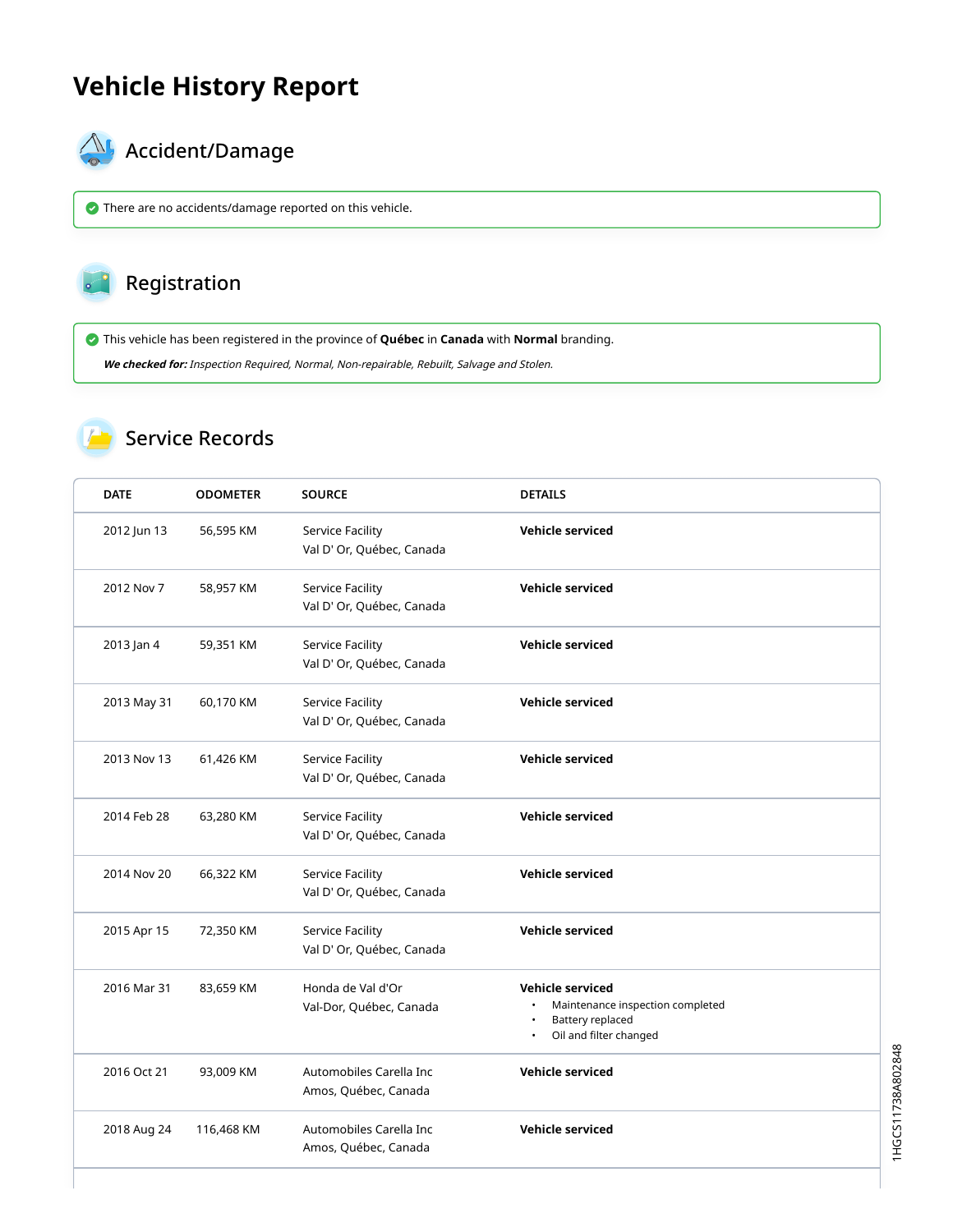# Vehicle History Report

## Accident/Damage

There are no accidents/damage reported on this vehicle.

## Registration

This vehicle has been registered in the province of **Québec** in **Canada** with **Normal** branding.

***We checked for:*** *Inspection Required, Normal, Non-repairable, Rebuilt, Salvage and Stolen.*

## Service Records

| DATE | ODOMETER | SOURCE | DETAILS |
|---|---|---|---|
| 2012 Jun 13 | 56,595 KM | Service Facility<br>Val D' Or, Québec, Canada | **Vehicle serviced** |
| 2012 Nov 7 | 58,957 KM | Service Facility<br>Val D' Or, Québec, Canada | **Vehicle serviced** |
| 2013 Jan 4 | 59,351 KM | Service Facility<br>Val D' Or, Québec, Canada | **Vehicle serviced** |
| 2013 May 31 | 60,170 KM | Service Facility<br>Val D' Or, Québec, Canada | **Vehicle serviced** |
| 2013 Nov 13 | 61,426 KM | Service Facility<br>Val D' Or, Québec, Canada | **Vehicle serviced** |
| 2014 Feb 28 | 63,280 KM | Service Facility<br>Val D' Or, Québec, Canada | **Vehicle serviced** |
| 2014 Nov 20 | 66,322 KM | Service Facility<br>Val D' Or, Québec, Canada | **Vehicle serviced** |
| 2015 Apr 15 | 72,350 KM | Service Facility<br>Val D' Or, Québec, Canada | **Vehicle serviced** |
| 2016 Mar 31 | 83,659 KM | Honda de Val d'Or<br>Val-Dor, Québec, Canada | **Vehicle serviced**<br>• Maintenance inspection completed<br>• Battery replaced<br>• Oil and filter changed |
| 2016 Oct 21 | 93,009 KM | Automobiles Carella Inc<br>Amos, Québec, Canada | **Vehicle serviced** |
| 2018 Aug 24 | 116,468 KM | Automobiles Carella Inc<br>Amos, Québec, Canada | **Vehicle serviced** |

1HGCS11738A802848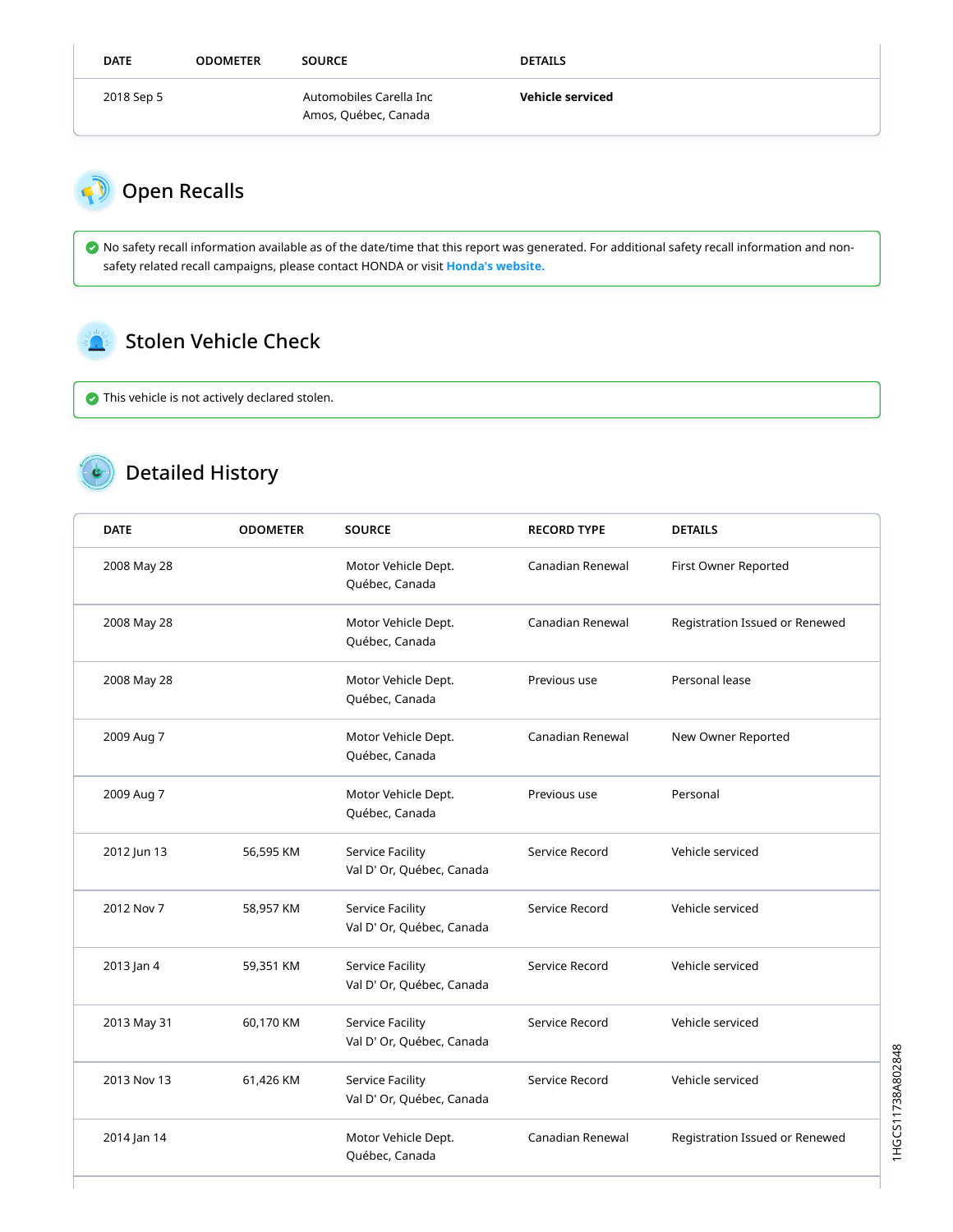| DATE | ODOMETER | SOURCE | DETAILS |
|---|---|---|---|
| 2018 Sep 5 | | Automobiles Carella Inc<br>Amos, Québec, Canada | **Vehicle serviced** |

## Open Recalls

No safety recall information available as of the date/time that this report was generated. For additional safety recall information and non-safety related recall campaigns, please contact HONDA or visit **Honda's website.**

## Stolen Vehicle Check

This vehicle is not actively declared stolen.

## Detailed History

| DATE | ODOMETER | SOURCE | RECORD TYPE | DETAILS |
|---|---|---|---|---|
| 2008 May 28 | | Motor Vehicle Dept.<br>Québec, Canada | Canadian Renewal | First Owner Reported |
| 2008 May 28 | | Motor Vehicle Dept.<br>Québec, Canada | Canadian Renewal | Registration Issued or Renewed |
| 2008 May 28 | | Motor Vehicle Dept.<br>Québec, Canada | Previous use | Personal lease |
| 2009 Aug 7 | | Motor Vehicle Dept.<br>Québec, Canada | Canadian Renewal | New Owner Reported |
| 2009 Aug 7 | | Motor Vehicle Dept.<br>Québec, Canada | Previous use | Personal |
| 2012 Jun 13 | 56,595 KM | Service Facility<br>Val D' Or, Québec, Canada | Service Record | Vehicle serviced |
| 2012 Nov 7 | 58,957 KM | Service Facility<br>Val D' Or, Québec, Canada | Service Record | Vehicle serviced |
| 2013 Jan 4 | 59,351 KM | Service Facility<br>Val D' Or, Québec, Canada | Service Record | Vehicle serviced |
| 2013 May 31 | 60,170 KM | Service Facility<br>Val D' Or, Québec, Canada | Service Record | Vehicle serviced |
| 2013 Nov 13 | 61,426 KM | Service Facility<br>Val D' Or, Québec, Canada | Service Record | Vehicle serviced |
| 2014 Jan 14 | | Motor Vehicle Dept.<br>Québec, Canada | Canadian Renewal | Registration Issued or Renewed |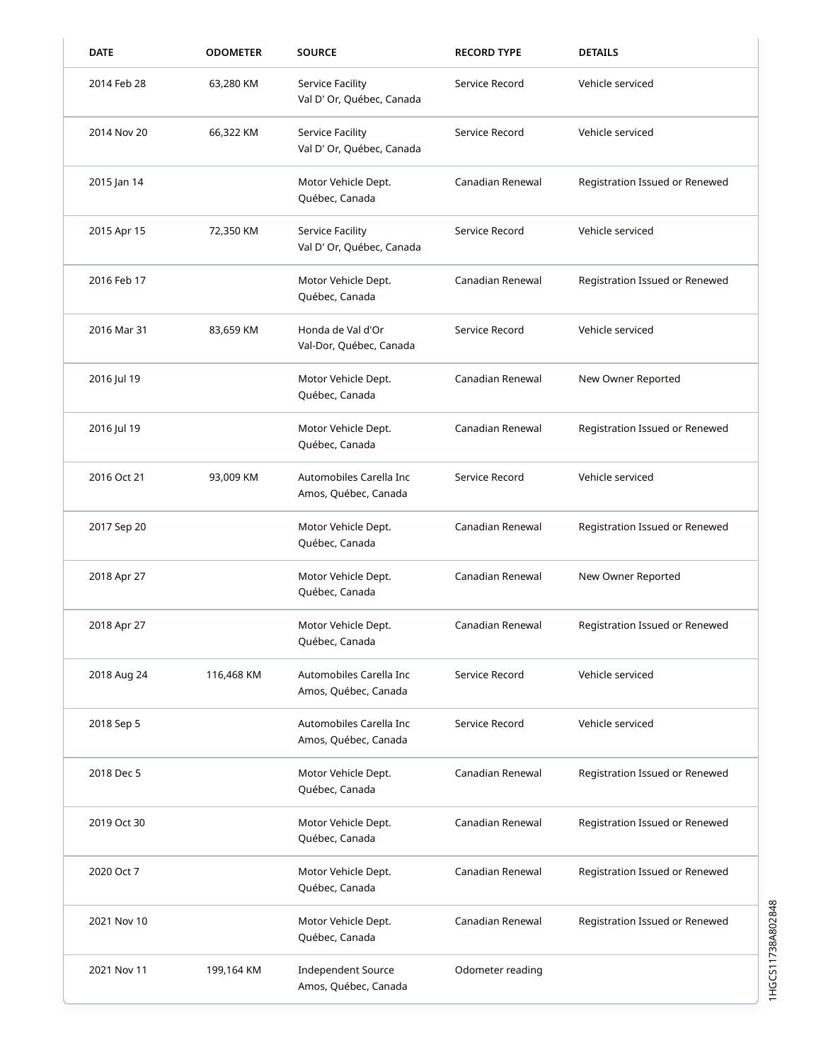| DATE | ODOMETER | SOURCE | RECORD TYPE | DETAILS |
|---|---|---|---|---|
| 2014 Feb 28 | 63,280 KM | Service Facility<br>Val D' Or, Québec, Canada | Service Record | Vehicle serviced |
| 2014 Nov 20 | 66,322 KM | Service Facility<br>Val D' Or, Québec, Canada | Service Record | Vehicle serviced |
| 2015 Jan 14 | | Motor Vehicle Dept.<br>Québec, Canada | Canadian Renewal | Registration Issued or Renewed |
| 2015 Apr 15 | 72,350 KM | Service Facility<br>Val D' Or, Québec, Canada | Service Record | Vehicle serviced |
| 2016 Feb 17 | | Motor Vehicle Dept.<br>Québec, Canada | Canadian Renewal | Registration Issued or Renewed |
| 2016 Mar 31 | 83,659 KM | Honda de Val d'Or<br>Val-Dor, Québec, Canada | Service Record | Vehicle serviced |
| 2016 Jul 19 | | Motor Vehicle Dept.<br>Québec, Canada | Canadian Renewal | New Owner Reported |
| 2016 Jul 19 | | Motor Vehicle Dept.<br>Québec, Canada | Canadian Renewal | Registration Issued or Renewed |
| 2016 Oct 21 | 93,009 KM | Automobiles Carella Inc<br>Amos, Québec, Canada | Service Record | Vehicle serviced |
| 2017 Sep 20 | | Motor Vehicle Dept.<br>Québec, Canada | Canadian Renewal | Registration Issued or Renewed |
| 2018 Apr 27 | | Motor Vehicle Dept.<br>Québec, Canada | Canadian Renewal | New Owner Reported |
| 2018 Apr 27 | | Motor Vehicle Dept.<br>Québec, Canada | Canadian Renewal | Registration Issued or Renewed |
| 2018 Aug 24 | 116,468 KM | Automobiles Carella Inc<br>Amos, Québec, Canada | Service Record | Vehicle serviced |
| 2018 Sep 5 | | Automobiles Carella Inc<br>Amos, Québec, Canada | Service Record | Vehicle serviced |
| 2018 Dec 5 | | Motor Vehicle Dept.<br>Québec, Canada | Canadian Renewal | Registration Issued or Renewed |
| 2019 Oct 30 | | Motor Vehicle Dept.<br>Québec, Canada | Canadian Renewal | Registration Issued or Renewed |
| 2020 Oct 7 | | Motor Vehicle Dept.<br>Québec, Canada | Canadian Renewal | Registration Issued or Renewed |
| 2021 Nov 10 | | Motor Vehicle Dept.<br>Québec, Canada | Canadian Renewal | Registration Issued or Renewed |
| 2021 Nov 11 | 199,164 KM | Independent Source<br>Amos, Québec, Canada | Odometer reading | |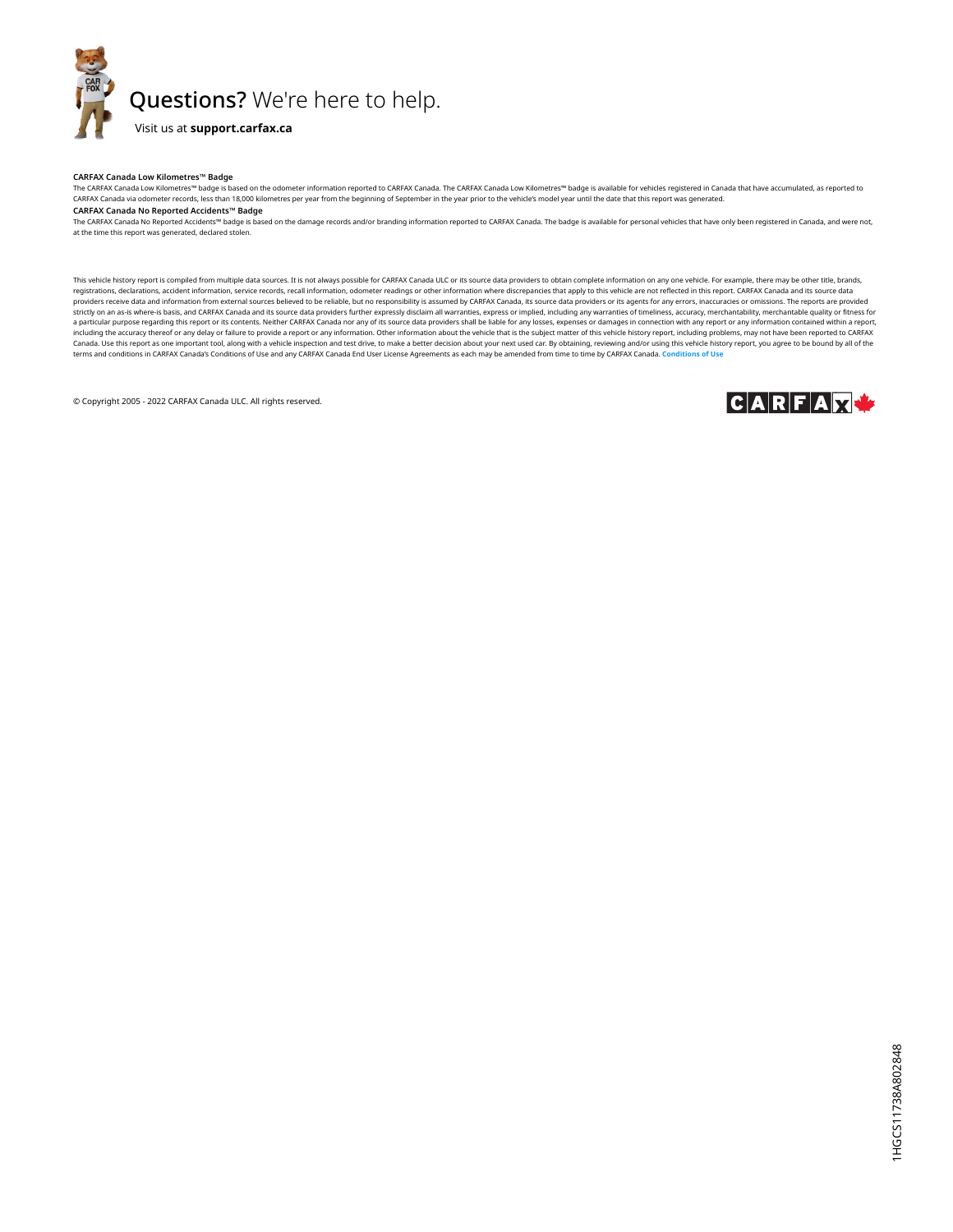## **Questions?** We're here to help.

Visit us at **support.carfax.ca**

**CARFAX Canada Low Kilometres™ Badge**

The CARFAX Canada Low Kilometres™ badge is based on the odometer information reported to CARFAX Canada. The CARFAX Canada Low Kilometres™ badge is available for vehicles registered in Canada that have accumulated, as reported to CARFAX Canada via odometer records, less than 18,000 kilometres per year from the beginning of September in the year prior to the vehicle's model year until the date that this report was generated.

**CARFAX Canada No Reported Accidents™ Badge**

The CARFAX Canada No Reported Accidents™ badge is based on the damage records and/or branding information reported to CARFAX Canada. The badge is available for personal vehicles that have only been registered in Canada, and were not, at the time this report was generated, declared stolen.

This vehicle history report is compiled from multiple data sources. It is not always possible for CARFAX Canada ULC or its source data providers to obtain complete information on any one vehicle. For example, there may be other title, brands, registrations, declarations, accident information, service records, recall information, odometer readings or other information where discrepancies that apply to this vehicle are not reflected in this report. CARFAX Canada and its source data providers receive data and information from external sources believed to be reliable, but no responsibility is assumed by CARFAX Canada, its source data providers or its agents for any errors, inaccuracies or omissions. The reports are provided strictly on an as-is where-is basis, and CARFAX Canada and its source data providers further expressly disclaim all warranties, express or implied, including any warranties of timeliness, accuracy, merchantability, merchantable quality or fitness for a particular purpose regarding this report or its contents. Neither CARFAX Canada nor any of its source data providers shall be liable for any losses, expenses or damages in connection with any report or any information contained within a report, including the accuracy thereof or any delay or failure to provide a report or any information. Other information about the vehicle that is the subject matter of this vehicle history report, including problems, may not have been reported to CARFAX Canada. Use this report as one important tool, along with a vehicle inspection and test drive, to make a better decision about your next used car. By obtaining, reviewing and/or using this vehicle history report, you agree to be bound by all of the terms and conditions in CARFAX Canada's Conditions of Use and any CARFAX Canada End User License Agreements as each may be amended from time to time by CARFAX Canada. **Conditions of Use**

© Copyright 2005 - 2022 CARFAX Canada ULC. All rights reserved.

1HGCS11738A802848